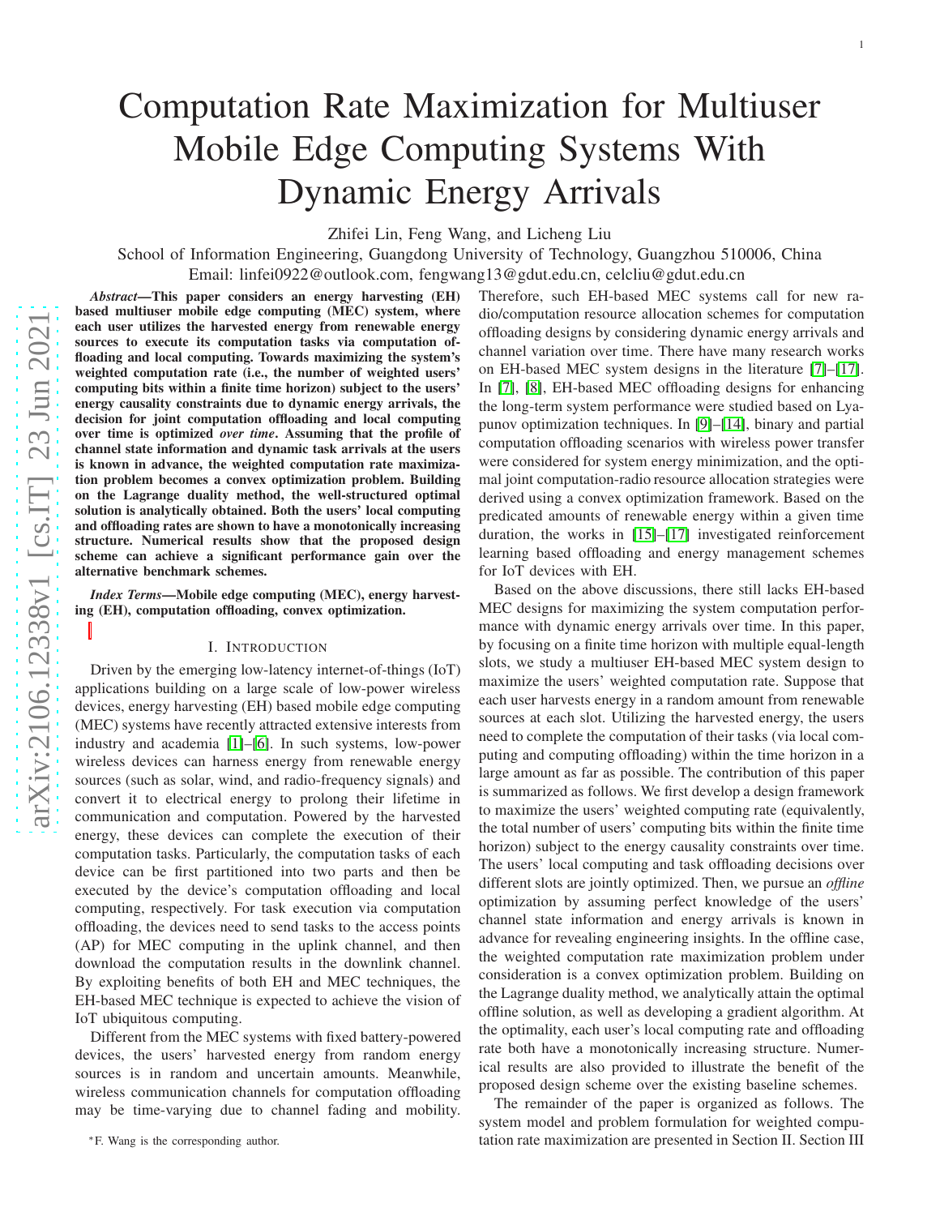# Computation Rate Maximization for Multiuser Mobile Edge Computing Systems With Dynamic Energy Arrivals

Zhifei Lin, Feng Wang, and Licheng Liu

School of Information Engineering, Guangdong University of Technology, Guangzhou 510006, China

Email: linfei0922@outlook.com, fengwang13@gdut.edu.cn, celcliu@gdut.edu.cn

***Abstract*—This paper considers an energy harvesting (EH) based multiuser mobile edge computing (MEC) system, where each user utilizes the harvested energy from renewable energy sources to execute its computation tasks via computation offloading and local computing. Towards maximizing the system's weighted computation rate (i.e., the number of weighted users' computing bits within a finite time horizon) subject to the users' energy causality constraints due to dynamic energy arrivals, the decision for joint computation offloading and local computing over time is optimized *over time*. Assuming that the profile of channel state information and dynamic task arrivals at the users is known in advance, the weighted computation rate maximization problem becomes a convex optimization problem. Building on the Lagrange duality method, the well-structured optimal solution is analytically obtained. Both the users' local computing and offloading rates are shown to have a monotonically increasing structure. Numerical results show that the proposed design scheme can achieve a significant performance gain over the alternative benchmark schemes.**

***Index Terms*—Mobile edge computing (MEC), energy harvesting (EH), computation offloading, convex optimization.**

## I. Introduction

Driven by the emerging low-latency internet-of-things (IoT) applications building on a large scale of low-power wireless devices, energy harvesting (EH) based mobile edge computing (MEC) systems have recently attracted extensive interests from industry and academia [1]–[6]. In such systems, low-power wireless devices can harness energy from renewable energy sources (such as solar, wind, and radio-frequency signals) and convert it to electrical energy to prolong their lifetime in communication and computation. Powered by the harvested energy, these devices can complete the execution of their computation tasks. Particularly, the computation tasks of each device can be first partitioned into two parts and then be executed by the device's computation offloading and local computing, respectively. For task execution via computation offloading, the devices need to send tasks to the access points (AP) for MEC computing in the uplink channel, and then download the computation results in the downlink channel. By exploiting benefits of both EH and MEC techniques, the EH-based MEC technique is expected to achieve the vision of IoT ubiquitous computing.

Different from the MEC systems with fixed battery-powered devices, the users' harvested energy from random energy sources is in random and uncertain amounts. Meanwhile, wireless communication channels for computation offloading may be time-varying due to channel fading and mobility. Therefore, such EH-based MEC systems call for new radio/computation resource allocation schemes for computation offloading designs by considering dynamic energy arrivals and channel variation over time. There have many research works on EH-based MEC system designs in the literature [7]–[17]. In [7], [8], EH-based MEC offloading designs for enhancing the long-term system performance were studied based on Lyapunov optimization techniques. In [9]–[14], binary and partial computation offloading scenarios with wireless power transfer were considered for system energy minimization, and the optimal joint computation-radio resource allocation strategies were derived using a convex optimization framework. Based on the predicated amounts of renewable energy within a given time duration, the works in [15]–[17] investigated reinforcement learning based offloading and energy management schemes for IoT devices with EH.

Based on the above discussions, there still lacks EH-based MEC designs for maximizing the system computation performance with dynamic energy arrivals over time. In this paper, by focusing on a finite time horizon with multiple equal-length slots, we study a multiuser EH-based MEC system design to maximize the users' weighted computation rate. Suppose that each user harvests energy in a random amount from renewable sources at each slot. Utilizing the harvested energy, the users need to complete the computation of their tasks (via local computing and computing offloading) within the time horizon in a large amount as far as possible. The contribution of this paper is summarized as follows. We first develop a design framework to maximize the users' weighted computing rate (equivalently, the total number of users' computing bits within the finite time horizon) subject to the energy causality constraints over time. The users' local computing and task offloading decisions over different slots are jointly optimized. Then, we pursue an *offline* optimization by assuming perfect knowledge of the users' channel state information and energy arrivals is known in advance for revealing engineering insights. In the offline case, the weighted computation rate maximization problem under consideration is a convex optimization problem. Building on the Lagrange duality method, we analytically attain the optimal offline solution, as well as developing a gradient algorithm. At the optimality, each user's local computing rate and offloading rate both have a monotonically increasing structure. Numerical results are also provided to illustrate the benefit of the proposed design scheme over the existing baseline schemes.

The remainder of the paper is organized as follows. The system model and problem formulation for weighted computation rate maximization are presented in Section II. Section III

*F. Wang is the corresponding author.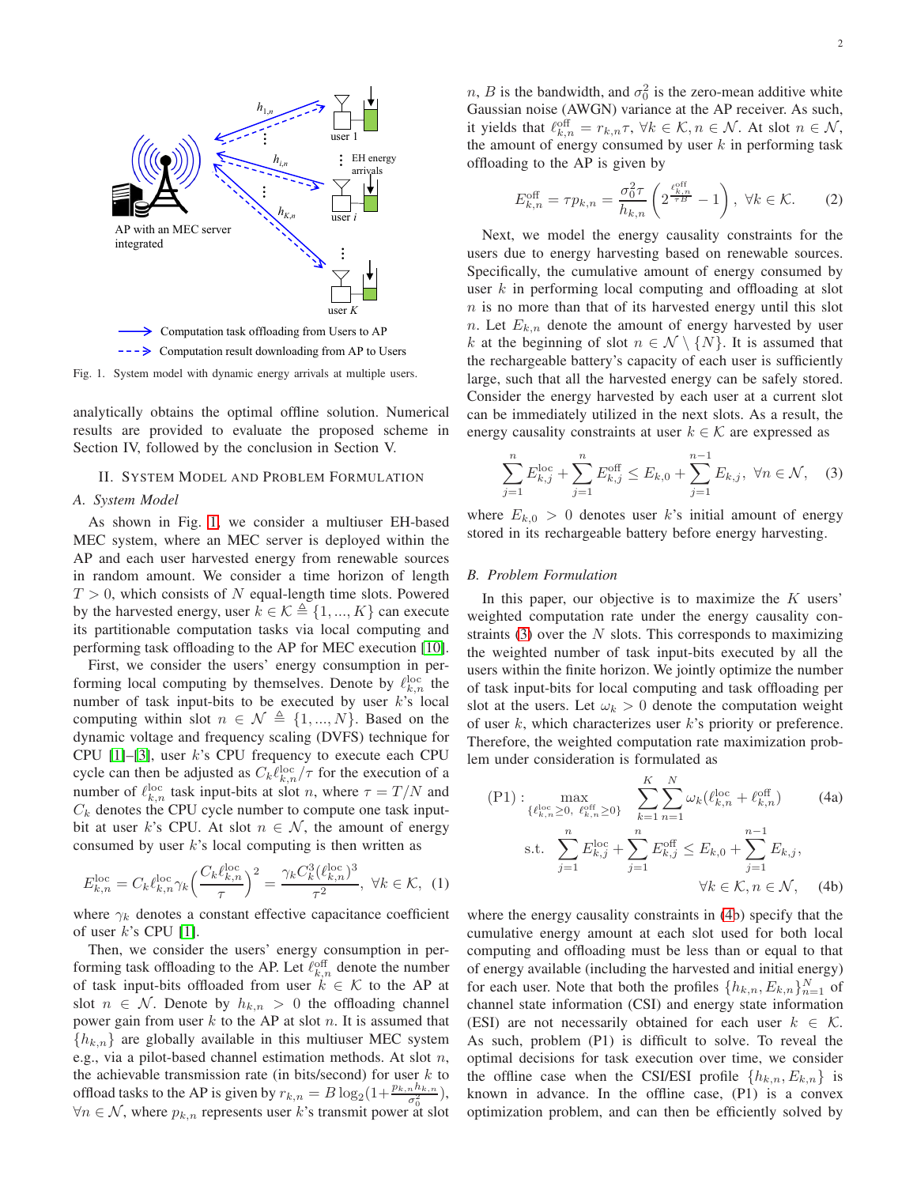AP with an MEC server integrated

$h_{1,n}$

$h_{i,n}$

$h_{K,n}$

user 1

EH energy arrivals

user $i$

user $K$

Computation task offloading from Users to AP

Computation result downloading from AP to Users

Fig. 1. System model with dynamic energy arrivals at multiple users.

analytically obtains the optimal offline solution. Numerical results are provided to evaluate the proposed scheme in Section IV, followed by the conclusion in Section V.

## II. System Model and Problem Formulation

### A. System Model

As shown in Fig. 1, we consider a multiuser EH-based MEC system, where an MEC server is deployed within the AP and each user harvested energy from renewable sources in random amount. We consider a time horizon of length $T > 0$, which consists of $N$ equal-length time slots. Powered by the harvested energy, user $k \in \mathcal{K} \triangleq \{1, ..., K\}$ can execute its partitionable computation tasks via local computing and performing task offloading to the AP for MEC execution [10].

First, we consider the users' energy consumption in performing local computing by themselves. Denote by $\ell_{k,n}^{\rm loc}$ the number of task input-bits to be executed by user $k$'s local computing within slot $n \in \mathcal{N} \triangleq \{1, ..., N\}$. Based on the dynamic voltage and frequency scaling (DVFS) technique for CPU [1]–[3], user $k$'s CPU frequency to execute each CPU cycle can then be adjusted as $C_k \ell_{k,n}^{\rm loc}/\tau$ for the execution of a number of $\ell_{k,n}^{\rm loc}$ task input-bits at slot $n$, where $\tau = T/N$ and $C_k$ denotes the CPU cycle number to compute one task input-bit at user $k$'s CPU. At slot $n \in \mathcal{N}$, the amount of energy consumed by user $k$'s local computing is then written as

$$E_{k,n}^{\rm loc} = C_k \ell_{k,n}^{\rm loc} \gamma_k \left(\frac{C_k \ell_{k,n}^{\rm loc}}{\tau}\right)^2 = \frac{\gamma_k C_k^3 (\ell_{k,n}^{\rm loc})^3}{\tau^2}, \ \forall k \in \mathcal{K}, \quad (1)$$

where $\gamma_k$ denotes a constant effective capacitance coefficient of user $k$'s CPU [1].

Then, we consider the users' energy consumption in performing task offloading to the AP. Let $\ell_{k,n}^{\rm off}$ denote the number of task input-bits offloaded from user $k \in \mathcal{K}$ to the AP at slot $n \in \mathcal{N}$. Denote by $h_{k,n} > 0$ the offloading channel power gain from user $k$ to the AP at slot $n$. It is assumed that $\{h_{k,n}\}$ are globally available in this multiuser MEC system e.g., via a pilot-based channel estimation methods. At slot $n$, the achievable transmission rate (in bits/second) for user $k$ to offload tasks to the AP is given by $r_{k,n} = B \log_2(1 + \frac{p_{k,n} h_{k,n}}{\sigma_0^2})$, $\forall n \in \mathcal{N}$, where $p_{k,n}$ represents user $k$'s transmit power at slot $n$, $B$ is the bandwidth, and $\sigma_0^2$ is the zero-mean additive white Gaussian noise (AWGN) variance at the AP receiver. As such, it yields that $\ell_{k,n}^{\rm off} = r_{k,n}\tau$, $\forall k \in \mathcal{K}, n \in \mathcal{N}$. At slot $n \in \mathcal{N}$, the amount of energy consumed by user $k$ in performing task offloading to the AP is given by

$$E_{k,n}^{\rm off} = \tau p_{k,n} = \frac{\sigma_0^2 \tau}{h_{k,n}} \left(2^{\frac{\ell_{k,n}^{\rm off}}{\tau B}} - 1\right), \ \forall k \in \mathcal{K}. \quad (2)$$

Next, we model the energy causality constraints for the users due to energy harvesting based on renewable sources. Specifically, the cumulative amount of energy consumed by user $k$ in performing local computing and offloading at slot $n$ is no more than that of its harvested energy until this slot $n$. Let $E_{k,n}$ denote the amount of energy harvested by user $k$ at the beginning of slot $n \in \mathcal{N} \setminus \{N\}$. It is assumed that the rechargeable battery's capacity of each user is sufficiently large, such that all the harvested energy can be safely stored. Consider the energy harvested by each user at a current slot can be immediately utilized in the next slots. As a result, the energy causality constraints at user $k \in \mathcal{K}$ are expressed as

$$\sum_{j=1}^{n} E_{k,j}^{\rm loc} + \sum_{j=1}^{n} E_{k,j}^{\rm off} \leq E_{k,0} + \sum_{j=1}^{n-1} E_{k,j}, \ \forall n \in \mathcal{N}, \quad (3)$$

where $E_{k,0} > 0$ denotes user $k$'s initial amount of energy stored in its rechargeable battery before energy harvesting.

### B. Problem Formulation

In this paper, our objective is to maximize the $K$ users' weighted computation rate under the energy causality constraints (3) over the $N$ slots. This corresponds to maximizing the weighted number of task input-bits executed by all the users within the finite horizon. We jointly optimize the number of task input-bits for local computing and task offloading per slot at the users. Let $\omega_k > 0$ denote the computation weight of user $k$, which characterizes user $k$'s priority or preference. Therefore, the weighted computation rate maximization problem under consideration is formulated as

$$\text{(P1)}: \max_{\{\ell_{k,n}^{\rm loc} \geq 0, \ \ell_{k,n}^{\rm off} \geq 0\}} \ \sum_{k=1}^{K} \sum_{n=1}^{N} \omega_k (\ell_{k,n}^{\rm loc} + \ell_{k,n}^{\rm off}) \quad (4a)$$

$$\text{s.t.} \ \sum_{j=1}^{n} E_{k,j}^{\rm loc} + \sum_{j=1}^{n} E_{k,j}^{\rm off} \leq E_{k,0} + \sum_{j=1}^{n-1} E_{k,j}, \quad \forall k \in \mathcal{K}, n \in \mathcal{N}, \quad (4b)$$

where the energy causality constraints in (4b) specify that the cumulative energy amount at each slot used for both local computing and offloading must be less than or equal to that of energy available (including the harvested and initial energy) for each user. Note that both the profiles $\{h_{k,n}, E_{k,n}\}_{n=1}^{N}$ of channel state information (CSI) and energy state information (ESI) are not necessarily obtained for each user $k \in \mathcal{K}$. As such, problem (P1) is difficult to solve. To reveal the optimal decisions for task execution over time, we consider the offline case when the CSI/ESI profile $\{h_{k,n}, E_{k,n}\}$ is known in advance. In the offline case, (P1) is a convex optimization problem, and can then be efficiently solved by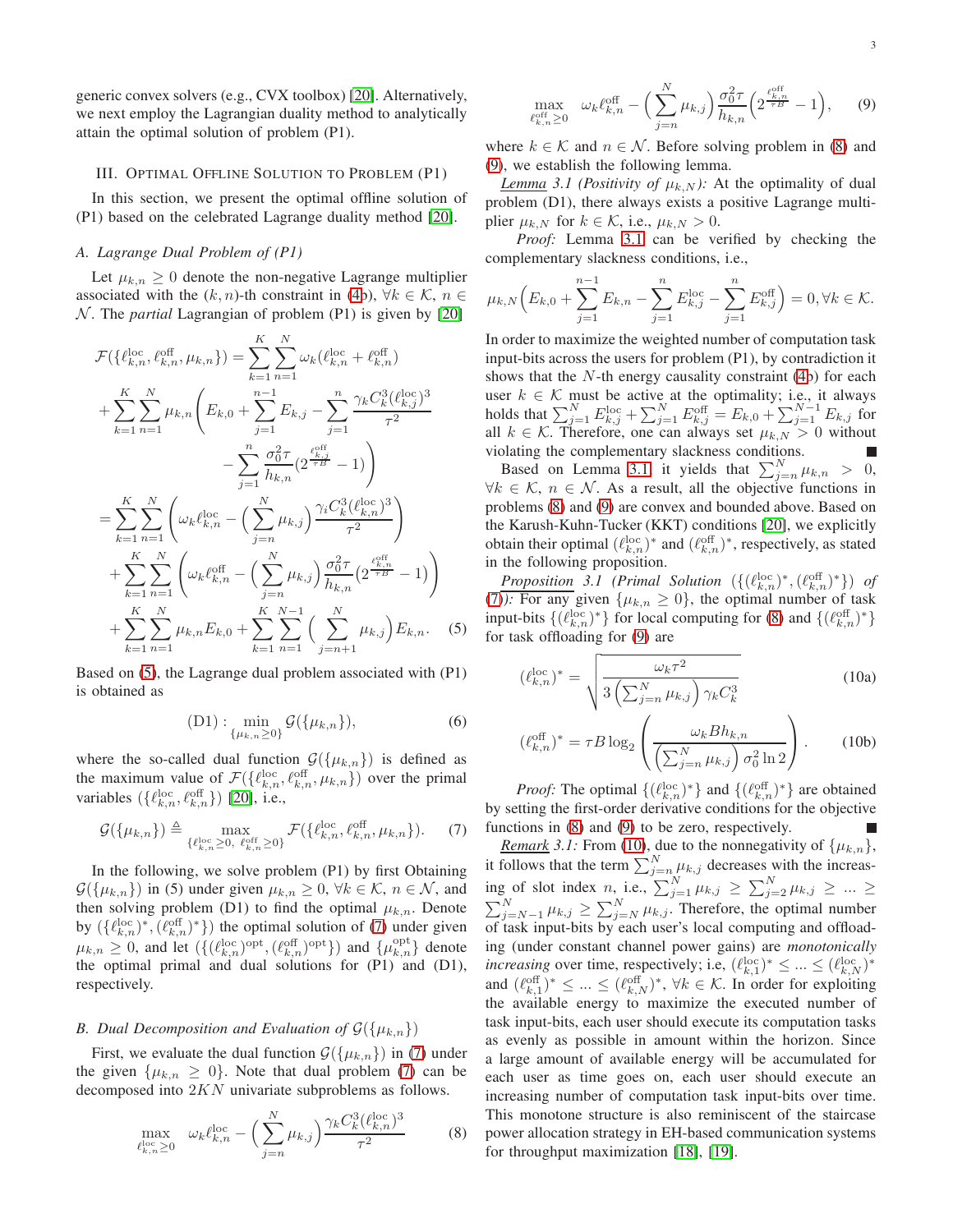generic convex solvers (e.g., CVX toolbox) [20]. Alternatively, we next employ the Lagrangian duality method to analytically attain the optimal solution of problem (P1).

## III. Optimal Offline Solution to Problem (P1)

In this section, we present the optimal offline solution of (P1) based on the celebrated Lagrange duality method [20].

### A. Lagrange Dual Problem of (P1)

Let $\mu_{k,n} \geq 0$ denote the non-negative Lagrange multiplier associated with the $(k,n)$-th constraint in (4b), $\forall k \in \mathcal{K}$, $n \in \mathcal{N}$. The *partial* Lagrangian of problem (P1) is given by [20]

$$
\begin{aligned}
&\mathcal{F}(\{\ell_{k,n}^{\rm loc}, \ell_{k,n}^{\rm off}, \mu_{k,n}\}) = \sum_{k=1}^{K}\sum_{n=1}^{N} \omega_k(\ell_{k,n}^{\rm loc} + \ell_{k,n}^{\rm off}) \\
&+ \sum_{k=1}^{K}\sum_{n=1}^{N} \mu_{k,n}\Bigg( E_{k,0} + \sum_{j=1}^{n-1} E_{k,j} - \sum_{j=1}^{n} \frac{\gamma_k C_k^3 (\ell_{k,j}^{\rm loc})^3}{\tau^2} \\
&\qquad - \sum_{j=1}^{n} \frac{\sigma_0^2 \tau}{h_{k,n}} (2^{\frac{\ell_{k,j}^{\rm off}}{\tau B}} - 1) \Bigg) \\
&= \sum_{k=1}^{K}\sum_{n=1}^{N} \Bigg( \omega_k \ell_{k,n}^{\rm loc} - \Big( \sum_{j=n}^{N} \mu_{k,j} \Big) \frac{\gamma_i C_k^3 (\ell_{k,n}^{\rm loc})^3}{\tau^2} \Bigg) \\
&+ \sum_{k=1}^{K}\sum_{n=1}^{N} \Bigg( \omega_k \ell_{k,n}^{\rm off} - \Big( \sum_{j=n}^{N} \mu_{k,j} \Big) \frac{\sigma_0^2 \tau}{h_{k,n}} (2^{\frac{\ell_{k,n}^{\rm off}}{\tau B}} - 1) \Bigg) \\
&+ \sum_{k=1}^{K}\sum_{n=1}^{N} \mu_{k,n} E_{k,0} + \sum_{k=1}^{K}\sum_{n=1}^{N-1} \Big( \sum_{j=n+1}^{N} \mu_{k,j} \Big) E_{k,n}. \qquad (5)
\end{aligned}
$$

Based on (5), the Lagrange dual problem associated with (P1) is obtained as

$$
(\text{D1}): \min_{\{\mu_{k,n} \geq 0\}} \mathcal{G}(\{\mu_{k,n}\}), \tag{6}
$$

where the so-called dual function $\mathcal{G}(\{\mu_{k,n}\})$ is defined as the maximum value of $\mathcal{F}(\{\ell_{k,n}^{\rm loc}, \ell_{k,n}^{\rm off}, \mu_{k,n}\})$ over the primal variables $(\{\ell_{k,n}^{\rm loc}, \ell_{k,n}^{\rm off}\})$ [20], i.e.,

$$
\mathcal{G}(\{\mu_{k,n}\}) \triangleq \max_{\{\ell_{k,n}^{\rm loc} \geq 0,\ \ell_{k,n}^{\rm off} \geq 0\}} \mathcal{F}(\{\ell_{k,n}^{\rm loc}, \ell_{k,n}^{\rm off}, \mu_{k,n}\}). \tag{7}
$$

In the following, we solve problem (P1) by first Obtaining $\mathcal{G}(\{\mu_{k,n}\})$ in (5) under given $\mu_{k,n} \geq 0$, $\forall k \in \mathcal{K}$, $n \in \mathcal{N}$, and then solving problem (D1) to find the optimal $\mu_{k,n}$. Denote by $(\{\ell_{k,n}^{\rm loc})^*, (\ell_{k,n}^{\rm off})^*\})$ the optimal solution of (7) under given $\mu_{k,n} \geq 0$, and let $(\{(\ell_{k,n}^{\rm loc})^{\rm opt}, (\ell_{k,n}^{\rm off})^{\rm opt}\})$ and $\{\mu_{k,n}^{\rm opt}\}$ denote the optimal primal and dual solutions for (P1) and (D1), respectively.

### B. Dual Decomposition and Evaluation of $\mathcal{G}(\{\mu_{k,n}\})$

First, we evaluate the dual function $\mathcal{G}(\{\mu_{k,n}\})$ in (7) under the given $\{\mu_{k,n} \geq 0\}$. Note that dual problem (7) can be decomposed into $2KN$ univariate subproblems as follows.

$$
\max_{\ell_{k,n}^{\rm loc} \geq 0} \ \omega_k \ell_{k,n}^{\rm loc} - \Big( \sum_{j=n}^{N} \mu_{k,j} \Big) \frac{\gamma_k C_k^3 (\ell_{k,n}^{\rm loc})^3}{\tau^2} \tag{8}
$$

$$
\max_{\ell_{k,n}^{\rm off} \geq 0} \ \omega_k \ell_{k,n}^{\rm off} - \Big( \sum_{j=n}^{N} \mu_{k,j} \Big) \frac{\sigma_0^2 \tau}{h_{k,n}} \Big( 2^{\frac{\ell_{k,n}^{\rm off}}{\tau B}} - 1 \Big), \tag{9}
$$

where $k \in \mathcal{K}$ and $n \in \mathcal{N}$. Before solving problem in (8) and (9), we establish the following lemma.

***Lemma 3.1** (Positivity of $\mu_{k,N}$):* At the optimality of dual problem (D1), there always exists a positive Lagrange multiplier $\mu_{k,N}$ for $k \in \mathcal{K}$, i.e., $\mu_{k,N} > 0$.

*Proof:* Lemma 3.1 can be verified by checking the complementary slackness conditions, i.e.,

$$
\mu_{k,N}\Big( E_{k,0} + \sum_{j=1}^{n-1} E_{k,n} - \sum_{j=1}^{n} E_{k,j}^{\rm loc} - \sum_{j=1}^{n} E_{k,j}^{\rm off} \Big) = 0, \forall k \in \mathcal{K}.
$$

In order to maximize the weighted number of computation task input-bits across the users for problem (P1), by contradiction it shows that the $N$-th energy causality constraint (4b) for each user $k \in \mathcal{K}$ must be active at the optimality; i.e., it always holds that $\sum_{j=1}^{N} E_{k,j}^{\rm loc} + \sum_{j=1}^{N} E_{k,j}^{\rm off} = E_{k,0} + \sum_{j=1}^{N-1} E_{k,j}$ for all $k \in \mathcal{K}$. Therefore, one can always set $\mu_{k,N} > 0$ without violating the complementary slackness conditions. ■

Based on Lemma 3.1 it yields that $\sum_{j=n}^{N} \mu_{k,n} > 0$, $\forall k \in \mathcal{K}$, $n \in \mathcal{N}$. As a result, all the objective functions in problems (8) and (9) are convex and bounded above. Based on the Karush-Kuhn-Tucker (KKT) conditions [20], we explicitly obtain their optimal $(\ell_{k,n}^{\rm loc})^*$ and $(\ell_{k,n}^{\rm off})^*$, respectively, as stated in the following proposition.

***Proposition 3.1** (Primal Solution $(\{(\ell_{k,n}^{\rm loc})^*, (\ell_{k,n}^{\rm off})^*\})$ of (7)):* For any given $\{\mu_{k,n} \geq 0\}$, the optimal number of task input-bits $\{(\ell_{k,n}^{\rm loc})^*\}$ for local computing for (8) and $\{(\ell_{k,n}^{\rm off})^*\}$ for task offloading for (9) are

$$
(\ell_{k,n}^{\rm loc})^* = \sqrt{\frac{\omega_k \tau^2}{3\left(\sum_{j=n}^{N} \mu_{k,j}\right) \gamma_k C_k^3}} \tag{10a}
$$

$$
(\ell_{k,n}^{\rm off})^* = \tau B \log_2 \left( \frac{\omega_k B h_{k,n}}{\left(\sum_{j=n}^{N} \mu_{k,j}\right) \sigma_0^2 \ln 2} \right). \tag{10b}
$$

*Proof:* The optimal $\{(\ell_{k,n}^{\rm loc})^*\}$ and $\{(\ell_{k,n}^{\rm off})^*\}$ are obtained by setting the first-order derivative conditions for the objective functions in (8) and (9) to be zero, respectively. ■

***Remark 3.1:*** From (10), due to the nonnegativity of $\{\mu_{k,n}\}$, it follows that the term $\sum_{j=n}^{N} \mu_{k,j}$ decreases with the increasing of slot index $n$, i.e., $\sum_{j=1}^{N} \mu_{k,j} \geq \sum_{j=2}^{N} \mu_{k,j} \geq ... \geq \sum_{j=N-1}^{N} \mu_{k,j} \geq \sum_{j=N}^{N} \mu_{k,j}$. Therefore, the optimal number of task input-bits by each user's local computing and offloading (under constant channel power gains) are *monotonically increasing* over time, respectively; i.e, $(\ell_{k,1}^{\rm loc})^* \leq ... \leq (\ell_{k,N}^{\rm loc})^*$ and $(\ell_{k,1}^{\rm off})^* \leq ... \leq (\ell_{k,N}^{\rm off})^*$, $\forall k \in \mathcal{K}$. In order for exploiting the available energy to maximize the executed number of task input-bits, each user should execute its computation tasks as evenly as possible in amount within the horizon. Since a large amount of available energy will be accumulated for each user as time goes on, each user should execute an increasing number of computation task input-bits over time. This monotone structure is also reminiscent of the staircase power allocation strategy in EH-based communication systems for throughput maximization [18], [19].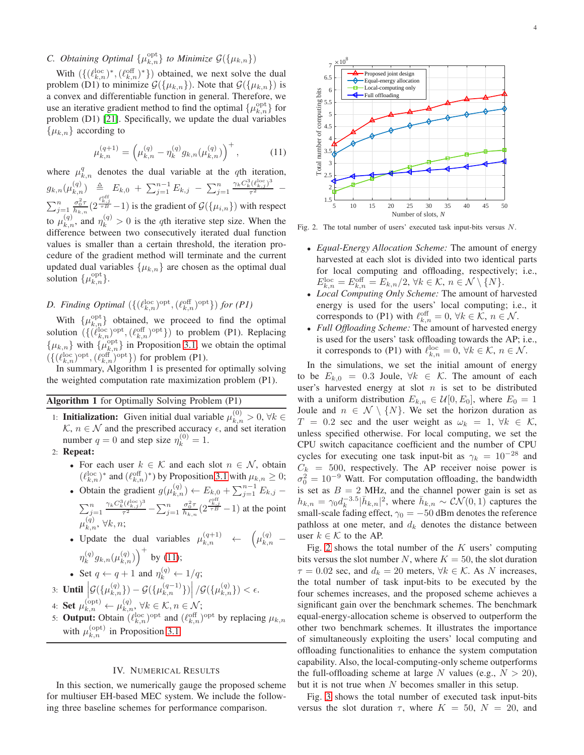### C. Obtaining Optimal $\{\mu_{k,n}^{\text{opt}}\}$ to Minimize $\mathcal{G}(\{\mu_{k,n}\})$

With $(\{(\ell_{k,n}^{\text{loc}})^*, (\ell_{k,n}^{\text{off}})^*\})$ obtained, we next solve the dual problem (D1) to minimize $\mathcal{G}(\{\mu_{k,n}\})$. Note that $\mathcal{G}(\{\mu_{k,n}\})$ is a convex and differentiable function in general. Therefore, we use an iterative gradient method to find the optimal $\{\mu_{k,n}^{\text{opt}}\}$ for problem (D1) [21]. Specifically, we update the dual variables $\{\mu_{k,n}\}$ according to

$$\mu_{k,n}^{(q+1)} = \left(\mu_{k,n}^{(q)} - \eta_k^{(q)} g_{k,n}(\mu_{k,n}^{(q)})\right)^+, \tag{11}$$

where $\mu_{k,n}^{q}$ denotes the dual variable at the $q$th iteration, $g_{k,n}(\mu_{k,n}^{(q)}) \triangleq E_{k,0} + \sum_{j=1}^{n-1} E_{k,j} - \sum_{j=1}^{n} \frac{\gamma_k C_k^3 (\ell_{k,j}^{\text{loc}})^3}{\tau^2} - \sum_{j=1}^{n} \frac{\sigma_0^2 \tau}{h_{k,n}} (2^{\frac{\ell_{k,j}^{\text{off}}}{\tau B}} - 1)$ is the gradient of $\mathcal{G}(\{\mu_{i,n}\})$ with respect to $\mu_{k,n}^{(q)}$, and $\eta_k^{(q)} > 0$ is the $q$th iterative step size. When the difference between two consecutively iterated dual function values is smaller than a certain threshold, the iteration procedure of the gradient method will terminate and the current updated dual variables $\{\mu_{k,n}\}$ are chosen as the optimal dual solution $\{\mu_{k,n}^{\text{opt}}\}$.

### D. Finding Optimal $(\{(\ell_{k,n}^{\text{loc}})^{\text{opt}}, (\ell_{k,n}^{\text{off}})^{\text{opt}}\})$ for (P1)

With $\{\mu_{k,n}^{\text{opt}}\}$ obtained, we proceed to find the optimal solution $(\{(\ell_{k,n}^{\text{loc}})^{\text{opt}}, (\ell_{k,n}^{\text{off}})^{\text{opt}}\})$ to problem (P1). Replacing $\{\mu_{k,n}\}$ with $\{\mu_{k,n}^{\text{opt}}\}$ in Proposition 3.1, we obtain the optimal $(\{(\ell_{k,n}^{\text{loc}})^{\text{opt}}, (\ell_{k,n}^{\text{off}})^{\text{opt}}\})$ for problem (P1).

In summary, Algorithm 1 is presented for optimally solving the weighted computation rate maximization problem (P1).

---

**Algorithm 1** for Optimally Solving Problem (P1)

1: **Initialization:** Given initial dual variable $\mu_{k,n}^{(0)} > 0, \forall k \in \mathcal{K}, n \in \mathcal{N}$ and the prescribed accuracy $\epsilon$, and set iteration number $q = 0$ and step size $\eta_k^{(0)} = 1$.

2: **Repeat:**
- For each user $k \in \mathcal{K}$ and each slot $n \in \mathcal{N}$, obtain $(\ell_{k,n}^{\text{loc}})^*$ and $(\ell_{k,n}^{\text{off}})^*$ by Proposition 3.1 with $\mu_{k,n} \geq 0$;
- Obtain the gradient $g(\mu_{k,n}^{(q)}) \leftarrow E_{k,0} + \sum_{j=1}^{n-1} E_{k,j} - \sum_{j=1}^{n} \frac{\gamma_k C_k^3 (\ell_{k,j}^{\text{loc}})^3}{\tau^2} - \sum_{j=1}^{n} \frac{\sigma_0^2 \tau}{h_{k,n}} (2^{\frac{\ell_{k,j}^{\text{off}}}{\tau B}} - 1)$ at the point $\mu_{k,n}^{(q)}, \forall k, n$;
- Update the dual variables $\mu_{k,n}^{(q+1)} \leftarrow \left(\mu_{k,n}^{(q)} - \eta_k^{(q)} g_{k,n}(\mu_{k,n}^{(q)})\right)^+$ by (11);
- Set $q \leftarrow q + 1$ and $\eta_k^{(q)} \leftarrow 1/q$;

3: **Until** $\left|\mathcal{G}(\{\mu_{k,n}^{(q)}\}) - \mathcal{G}(\{\mu_{k,n}^{(q-1)}\})\right| / \mathcal{G}(\{\mu_{k,n}^{(q)}\}) < \epsilon$.

4: **Set** $\mu_{k,n}^{(\text{opt})} \leftarrow \mu_{k,n}^{(q)}, \forall k \in \mathcal{K}, n \in \mathcal{N}$;

5: **Output:** Obtain $(\ell_{k,n}^{\text{loc}})^{\text{opt}}$ and $(\ell_{k,n}^{\text{off}})^{\text{opt}}$ by replacing $\mu_{k,n}$ with $\mu_{k,n}^{(\text{opt})}$ in Proposition 3.1

---

## IV. Numerical Results

In this section, we numerically gauge the proposed scheme for multiuser EH-based MEC system. We include the following three baseline schemes for performance comparison.

Fig. 2. The total number of users' executed task input-bits versus $N$.

- *Equal-Energy Allocation Scheme:* The amount of energy harvested at each slot is divided into two identical parts for local computing and offloading, respectively; i.e., $E_{k,n}^{\text{loc}} = E_{k,n}^{\text{off}} = E_{k,n}/2, \forall k \in \mathcal{K}, n \in \mathcal{N} \setminus \{N\}$.
- *Local Computing Only Scheme:* The amount of harvested energy is used for the users' local computing; i.e., it corresponds to (P1) with $\ell_{k,n}^{\text{off}} = 0, \forall k \in \mathcal{K}, n \in \mathcal{N}$.
- *Full Offloading Scheme:* The amount of harvested energy is used for the users' task offloading towards the AP; i.e., it corresponds to (P1) with $\ell_{k,n}^{\text{loc}} = 0, \forall k \in \mathcal{K}, n \in \mathcal{N}$.

In the simulations, we set the initial amount of energy to be $E_{k,0} = 0.3$ Joule, $\forall k \in \mathcal{K}$. The amount of each user's harvested energy at slot $n$ is set to be distributed with a uniform distribution $E_{k,n} \in \mathcal{U}[0, E_0]$, where $E_0 = 1$ Joule and $n \in \mathcal{N} \setminus \{N\}$. We set the horizon duration as $T = 0.2$ sec and the user weight as $\omega_k = 1, \forall k \in \mathcal{K}$, unless specified otherwise. For local computing, we set the CPU switch capacitance coefficient and the number of CPU cycles for executing one task input-bit as $\gamma_k = 10^{-28}$ and $C_k = 500$, respectively. The AP receiver noise power is $\sigma_0^2 = 10^{-9}$ Watt. For computation offloading, the bandwidth is set as $B = 2$ MHz, and the channel power gain is set as $h_{k,n} = \gamma_0 d_k^{-3.5} |\bar{h}_{k,n}|^2$, where $\bar{h}_{k,n} \sim \mathcal{CN}(0, 1)$ captures the small-scale fading effect, $\gamma_0 = -50$ dBm denotes the reference pathloss at one meter, and $d_k$ denotes the distance between user $k \in \mathcal{K}$ to the AP.

Fig. 2 shows the total number of the $K$ users' computing bits versus the slot number $N$, where $K = 50$, the slot duration $\tau = 0.02$ sec, and $d_k = 20$ meters, $\forall k \in \mathcal{K}$. As $N$ increases, the total number of task input-bits to be executed by the four schemes increases, and the proposed scheme achieves a significant gain over the benchmark schemes. The benchmark equal-energy-allocation scheme is observed to outperform the other two benchmark schemes. It illustrates the importance of simultaneously exploiting the users' local computing and offloading functionalities to enhance the system computation capability. Also, the local-computing-only scheme outperforms the full-offloading scheme at large $N$ values (e.g., $N > 20$), but it is not true when $N$ becomes smaller in this setup.

Fig. 3 shows the total number of executed task input-bits versus the slot duration $\tau$, where $K = 50$, $N = 20$, and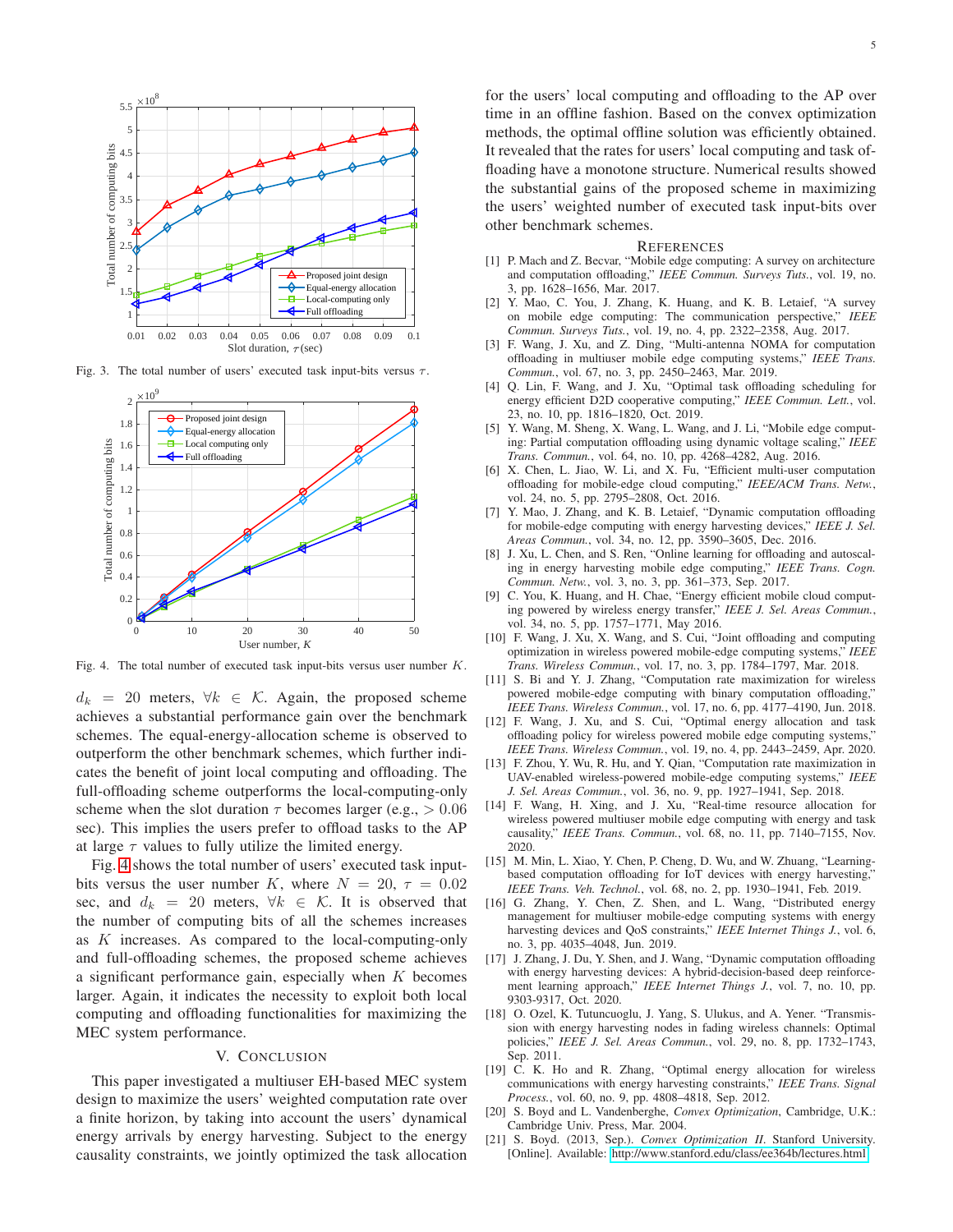$\times 10^8$
5.5
5
4.5
4
3.5
3
2.5
2
1.5
1
Total number of computing bits
0.01 0.02 0.03 0.04 0.05 0.06 0.07 0.08 0.09 0.1
Slot duration, $\tau$ (sec)
Proposed joint design
Equal-energy allocation
Local-computing only
Full offloading

Fig. 3. The total number of users' executed task input-bits versus $\tau$.

$\times 10^9$
2
1.8
1.6
1.4
1.2
1
0.8
0.6
0.4
0.2
0
Total number of computing bits
0 10 20 30 40 50
User number, $K$
Proposed joint design
Equal-energy allocation
Local computing only
Full offloading

Fig. 4. The total number of executed task input-bits versus user number $K$.

$d_k = 20$ meters, $\forall k \in \mathcal{K}$. Again, the proposed scheme achieves a substantial performance gain over the benchmark schemes. The equal-energy-allocation scheme is observed to outperform the other benchmark schemes, which further indicates the benefit of joint local computing and offloading. The full-offloading scheme outperforms the local-computing-only scheme when the slot duration $\tau$ becomes larger (e.g., $> 0.06$ sec). This implies the users prefer to offload tasks to the AP at large $\tau$ values to fully utilize the limited energy.

Fig. 4 shows the total number of users' executed task input-bits versus the user number $K$, where $N = 20$, $\tau = 0.02$ sec, and $d_k = 20$ meters, $\forall k \in \mathcal{K}$. It is observed that the number of computing bits of all the schemes increases as $K$ increases. As compared to the local-computing-only and full-offloading schemes, the proposed scheme achieves a significant performance gain, especially when $K$ becomes larger. Again, it indicates the necessity to exploit both local computing and offloading functionalities for maximizing the MEC system performance.

## V. Conclusion

This paper investigated a multiuser EH-based MEC system design to maximize the users' weighted computation rate over a finite horizon, by taking into account the users' dynamical energy arrivals by energy harvesting. Subject to the energy causality constraints, we jointly optimized the task allocation for the users' local computing and offloading to the AP over time in an offline fashion. Based on the convex optimization methods, the optimal offline solution was efficiently obtained. It revealed that the rates for users' local computing and task offloading have a monotone structure. Numerical results showed the substantial gains of the proposed scheme in maximizing the users' weighted number of executed task input-bits over other benchmark schemes.

## References

[1] P. Mach and Z. Becvar, "Mobile edge computing: A survey on architecture and computation offloading," *IEEE Commun. Surveys Tuts.*, vol. 19, no. 3, pp. 1628–1656, Mar. 2017.

[2] Y. Mao, C. You, J. Zhang, K. Huang, and K. B. Letaief, "A survey on mobile edge computing: The communication perspective," *IEEE Commun. Surveys Tuts.*, vol. 19, no. 4, pp. 2322–2358, Aug. 2017.

[3] F. Wang, J. Xu, and Z. Ding, "Multi-antenna NOMA for computation offloading in multiuser mobile edge computing systems," *IEEE Trans. Commun.*, vol. 67, no. 3, pp. 2450–2463, Mar. 2019.

[4] Q. Lin, F. Wang, and J. Xu, "Optimal task offloading scheduling for energy efficient D2D cooperative computing," *IEEE Commun. Lett.*, vol. 23, no. 10, pp. 1816–1820, Oct. 2019.

[5] Y. Wang, M. Sheng, X. Wang, L. Wang, and J. Li, "Mobile edge computing: Partial computation offloading using dynamic voltage scaling," *IEEE Trans. Commun.*, vol. 64, no. 10, pp. 4268–4282, Aug. 2016.

[6] X. Chen, L. Jiao, W. Li, and X. Fu, "Efficient multi-user computation offloading for mobile-edge cloud computing," *IEEE/ACM Trans. Netw.*, vol. 24, no. 5, pp. 2795–2808, Oct. 2016.

[7] Y. Mao, J. Zhang, and K. B. Letaief, "Dynamic computation offloading for mobile-edge computing with energy harvesting devices," *IEEE J. Sel. Areas Commun.*, vol. 34, no. 12, pp. 3590–3605, Dec. 2016.

[8] J. Xu, L. Chen, and S. Ren, "Online learning for offloading and autoscaling in energy harvesting mobile edge computing," *IEEE Trans. Cogn. Commun. Netw.*, vol. 3, no. 3, pp. 361–373, Sep. 2017.

[9] C. You, K. Huang, and H. Chae, "Energy efficient mobile cloud computing powered by wireless energy transfer," *IEEE J. Sel. Areas Commun.*, vol. 34, no. 5, pp. 1757–1771, May 2016.

[10] F. Wang, J. Xu, X. Wang, and S. Cui, "Joint offloading and computing optimization in wireless powered mobile-edge computing systems," *IEEE Trans. Wireless Commun.*, vol. 17, no. 3, pp. 1784–1797, Mar. 2018.

[11] S. Bi and Y. J. Zhang, "Computation rate maximization for wireless powered mobile-edge computing with binary computation offloading," *IEEE Trans. Wireless Commun.*, vol. 17, no. 6, pp. 4177–4190, Jun. 2018.

[12] F. Wang, J. Xu, and S. Cui, "Optimal energy allocation and task offloading policy for wireless powered mobile edge computing systems," *IEEE Trans. Wireless Commun.*, vol. 19, no. 4, pp. 2443–2459, Apr. 2020.

[13] F. Zhou, Y. Wu, R. Hu, and Y. Qian, "Computation rate maximization in UAV-enabled wireless-powered mobile-edge computing systems," *IEEE J. Sel. Areas Commun.*, vol. 36, no. 9, pp. 1927–1941, Sep. 2018.

[14] F. Wang, H. Xing, and J. Xu, "Real-time resource allocation for wireless powered multiuser mobile edge computing with energy and task causality," *IEEE Trans. Commun.*, vol. 68, no. 11, pp. 7140–7155, Nov. 2020.

[15] M. Min, L. Xiao, Y. Chen, P. Cheng, D. Wu, and W. Zhuang, "Learning-based computation offloading for IoT devices with energy harvesting," *IEEE Trans. Veh. Technol.*, vol. 68, no. 2, pp. 1930–1941, Feb. 2019.

[16] G. Zhang, Y. Chen, Z. Shen, and L. Wang, "Distributed energy management for multiuser mobile-edge computing systems with energy harvesting devices and QoS constraints," *IEEE Internet Things J.*, vol. 6, no. 3, pp. 4035–4048, Jun. 2019.

[17] J. Zhang, J. Du, Y. Shen, and J. Wang, "Dynamic computation offloading with energy harvesting devices: A hybrid-decision-based deep reinforcement learning approach," *IEEE Internet Things J.*, vol. 7, no. 10, pp. 9303-9317, Oct. 2020.

[18] O. Ozel, K. Tutuncuoglu, J. Yang, S. Ulukus, and A. Yener. "Transmission with energy harvesting nodes in fading wireless channels: Optimal policies," *IEEE J. Sel. Areas Commun.*, vol. 29, no. 8, pp. 1732–1743, Sep. 2011.

[19] C. K. Ho and R. Zhang, "Optimal energy allocation for wireless communications with energy harvesting constraints," *IEEE Trans. Signal Process.*, vol. 60, no. 9, pp. 4808–4818, Sep. 2012.

[20] S. Boyd and L. Vandenberghe, *Convex Optimization*, Cambridge, U.K.: Cambridge Univ. Press, Mar. 2004.

[21] S. Boyd. (2013, Sep.). *Convex Optimization II*. Stanford University. [Online]. Available: http://www.stanford.edu/class/ee364b/lectures.html